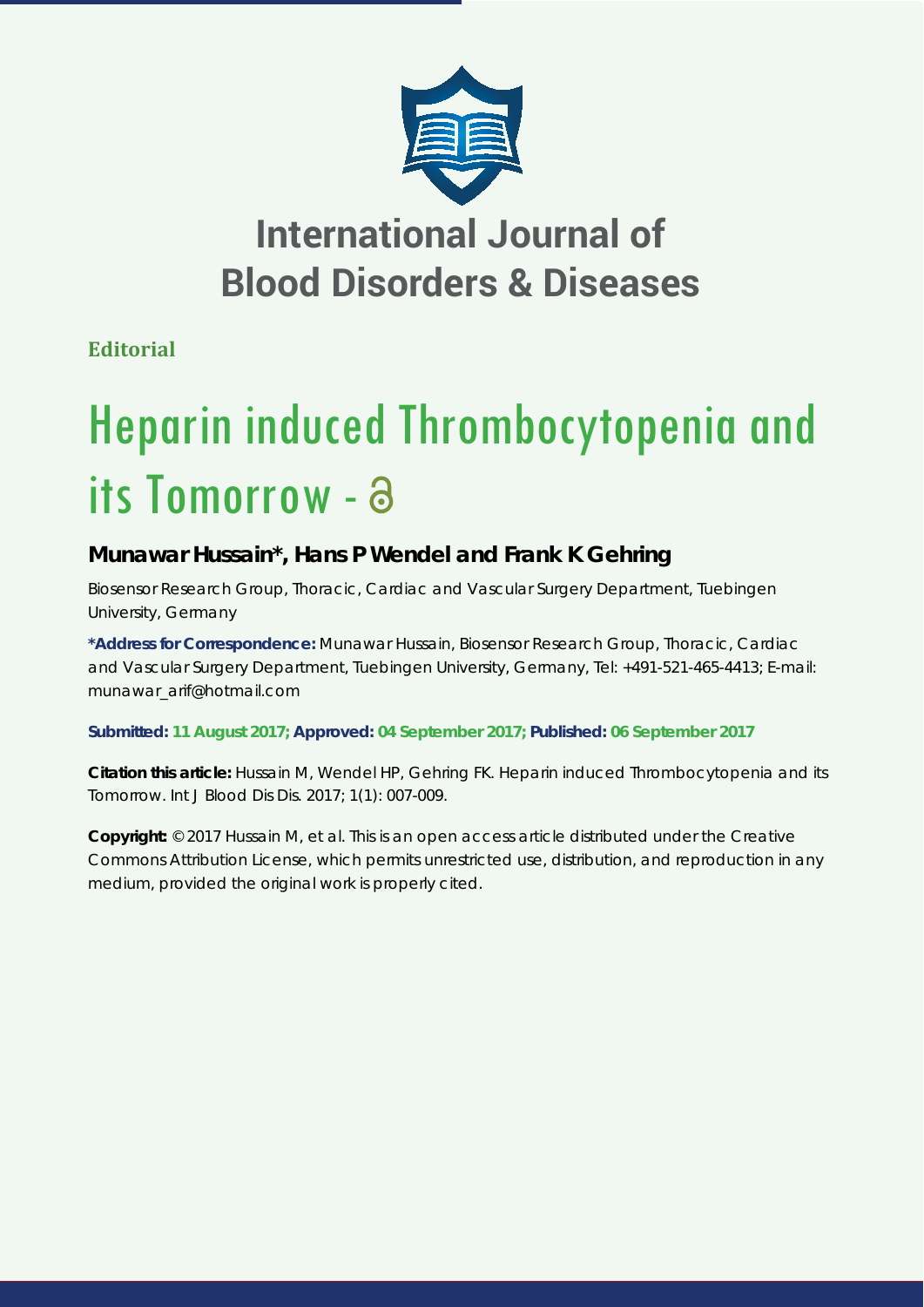# International Journal of Blood Disorders & Diseases

**Editorial**

# Heparin induced Thrombocytopenia and its Tomorrow -

## Munawar Hussain*, Hans P Wendel and Frank K Gehring

Biosensor Research Group, Thoracic, Cardiac and Vascular Surgery Department, Tuebingen University, Germany

**\*Address for Correspondence:** Munawar Hussain, Biosensor Research Group, Thoracic, Cardiac and Vascular Surgery Department, Tuebingen University, Germany, Tel: +491-521-465-4413; E-mail: munawar_arif@hotmail.com

**Submitted: 11 August 2017; Approved: 04 September 2017; Published: 06 September 2017**

**Citation this article:** Hussain M, Wendel HP, Gehring FK. Heparin induced Thrombocytopenia and its Tomorrow. Int J Blood Dis Dis. 2017; 1(1): 007-009.

**Copyright:** © 2017 Hussain M, et al. This is an open access article distributed under the Creative Commons Attribution License, which permits unrestricted use, distribution, and reproduction in any medium, provided the original work is properly cited.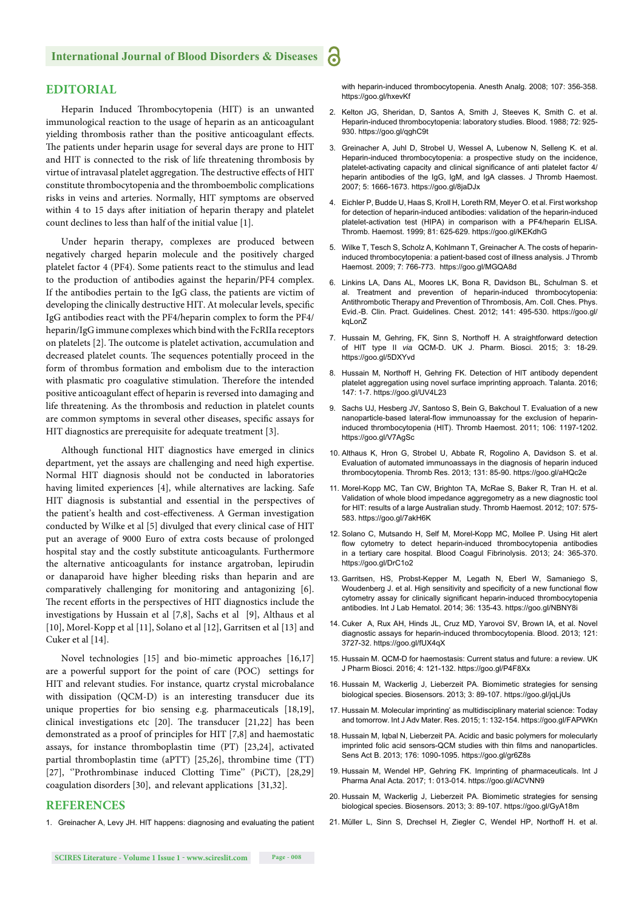## EDITORIAL

Heparin Induced Thrombocytopenia (HIT) is an unwanted immunological reaction to the usage of heparin as an anticoagulant yielding thrombosis rather than the positive anticoagulant effects. The patients under heparin usage for several days are prone to HIT and HIT is connected to the risk of life threatening thrombosis by virtue of intravasal platelet aggregation. The destructive effects of HIT constitute thrombocytopenia and the thromboembolic complications risks in veins and arteries. Normally, HIT symptoms are observed within 4 to 15 days after initiation of heparin therapy and platelet count declines to less than half of the initial value [1].

Under heparin therapy, complexes are produced between negatively charged heparin molecule and the positively charged platelet factor 4 (PF4). Some patients react to the stimulus and lead to the production of antibodies against the heparin/PF4 complex. If the antibodies pertain to the IgG class, the patients are victim of developing the clinically destructive HIT. At molecular levels, specific IgG antibodies react with the PF4/heparin complex to form the PF4/heparin/IgG immune complexes which bind with the FcRIIa receptors on platelets [2]. The outcome is platelet activation, accumulation and decreased platelet counts. The sequences potentially proceed in the form of thrombus formation and embolism due to the interaction with plasmatic pro coagulative stimulation. Therefore the intended positive anticoagulant effect of heparin is reversed into damaging and life threatening. As the thrombosis and reduction in platelet counts are common symptoms in several other diseases, specific assays for HIT diagnostics are prerequisite for adequate treatment [3].

Although functional HIT diagnostics have emerged in clinics department, yet the assays are challenging and need high expertise. Normal HIT diagnosis should not be conducted in laboratories having limited experiences [4], while alternatives are lacking. Safe HIT diagnosis is substantial and essential in the perspectives of the patient's health and cost-effectiveness. A German investigation conducted by Wilke et al [5] divulged that every clinical case of HIT put an average of 9000 Euro of extra costs because of prolonged hospital stay and the costly substitute anticoagulants. Furthermore the alternative anticoagulants for instance argatroban, lepirudin or danaparoid have higher bleeding risks than heparin and are comparatively challenging for monitoring and antagonizing [6]. The recent efforts in the perspectives of HIT diagnostics include the investigations by Hussain et al [7,8], Sachs et al [9], Althaus et al [10], Morel-Kopp et al [11], Solano et al [12], Garritsen et al [13] and Cuker et al [14].

Novel technologies [15] and bio-mimetic approaches [16,17] are a powerful support for the point of care (POC) settings for HIT and relevant studies. For instance, quartz crystal microbalance with dissipation (QCM-D) is an interesting transducer due its unique properties for bio sensing e.g. pharmaceuticals [18,19], clinical investigations etc [20]. The transducer [21,22] has been demonstrated as a proof of principles for HIT [7,8] and haemostatic assays, for instance thromboplastin time (PT) [23,24], activated partial thromboplastin time (aPTT) [25,26], thrombine time (TT) [27], ''Prothrombinase induced Clotting Time'' (PiCT), [28,29] coagulation disorders [30], and relevant applications [31,32].

## REFERENCES

1. Greinacher A, Levy JH. HIT happens: diagnosing and evaluating the patient with heparin-induced thrombocytopenia. Anesth Analg. 2008; 107: 356-358. https://goo.gl/hxevKf
2. Kelton JG, Sheridan, D, Santos A, Smith J, Steeves K, Smith C. et al. Heparin-induced thrombocytopenia: laboratory studies. Blood. 1988; 72: 925-930. https://goo.gl/qghC9t
3. Greinacher A, Juhl D, Strobel U, Wessel A, Lubenow N, Selleng K. et al. Heparin-induced thrombocytopenia: a prospective study on the incidence, platelet-activating capacity and clinical significance of anti platelet factor 4/heparin antibodies of the IgG, IgM, and IgA classes. J Thromb Haemost. 2007; 5: 1666-1673. https://goo.gl/8jaDJx
4. Eichler P, Budde U, Haas S, Kroll H, Loreth RM, Meyer O. et al. First workshop for detection of heparin-induced antibodies: validation of the heparin-induced platelet-activation test (HIPA) in comparison with a PF4/heparin ELISA. Thromb. Haemost. 1999; 81: 625-629. https://goo.gl/KEKdhG
5. Wilke T, Tesch S, Scholz A, Kohlmann T, Greinacher A. The costs of heparin-induced thrombocytopenia: a patient-based cost of illness analysis. J Thromb Haemost. 2009; 7: 766-773. https://goo.gl/MGQA8d
6. Linkins LA, Dans AL, Moores LK, Bona R, Davidson BL, Schulman S. et al. Treatment and prevention of heparin-induced thrombocytopenia: Antithrombotic Therapy and Prevention of Thrombosis, Am. Coll. Ches. Phys. Evid.-B. Clin. Pract. Guidelines. Chest. 2012; 141: 495-530. https://goo.gl/kqLonZ
7. Hussain M, Gehring, FK, Sinn S, Northoff H. A straightforward detection of HIT type II *via* QCM-D. UK J. Pharm. Biosci. 2015; 3: 18-29. https://goo.gl/5DXYvd
8. Hussain M, Northoff H, Gehring FK. Detection of HIT antibody dependent platelet aggregation using novel surface imprinting approach. Talanta. 2016; 147: 1-7. https://goo.gl/UV4L23
9. Sachs UJ, Hesberg JV, Santoso S, Bein G, Bakchoul T. Evaluation of a new nanoparticle-based lateral-flow immunoassay for the exclusion of heparin-induced thrombocytopenia (HIT). Thromb Haemost. 2011; 106: 1197-1202. https://goo.gl/V7AgSc
10. Althaus K, Hron G, Strobel U, Abbate R, Rogolino A, Davidson S. et al. Evaluation of automated immunoassays in the diagnosis of heparin induced thrombocytopenia. Thromb Res. 2013; 131: 85-90. https://goo.gl/aHQc2e
11. Morel-Kopp MC, Tan CW, Brighton TA, McRae S, Baker R, Tran H. et al. Validation of whole blood impedance aggregometry as a new diagnostic tool for HIT: results of a large Australian study. Thromb Haemost. 2012; 107: 575-583. https://goo.gl/7akH6K
12. Solano C, Mutsando H, Self M, Morel-Kopp MC, Mollee P. Using Hit alert flow cytometry to detect heparin-induced thrombocytopenia antibodies in a tertiary care hospital. Blood Coagul Fibrinolysis. 2013; 24: 365-370. https://goo.gl/DrC1o2
13. Garritsen, HS, Probst-Kepper M, Legath N, Eberl W, Samaniego S, Woudenberg J. et al. High sensitivity and specificity of a new functional flow cytometry assay for clinically significant heparin-induced thrombocytopenia antibodies. Int J Lab Hematol. 2014; 36: 135-43. https://goo.gl/NBNY8i
14. Cuker A, Rux AH, Hinds JL, Cruz MD, Yarovoi SV, Brown IA, et al. Novel diagnostic assays for heparin-induced thrombocytopenia. Blood. 2013; 121: 3727-32. https://goo.gl/fUX4qX
15. Hussain M. QCM-D for haemostasis: Current status and future: a review. UK J Pharm Biosci. 2016; 4: 121-132. https://goo.gl/P4F8Xx
16. Hussain M, Wackerlig J, Lieberzeit PA. Biomimetic strategies for sensing biological species. Biosensors. 2013; 3: 89-107. https://goo.gl/jqLjUs
17. Hussain M. Molecular imprinting' as multidisciplinary material science: Today and tomorrow. Int J Adv Mater. Res. 2015; 1: 132-154. https://goo.gl/FAPWKn
18. Hussain M, Iqbal N, Lieberzeit PA. Acidic and basic polymers for molecularly imprinted folic acid sensors-QCM studies with thin films and nanoparticles. Sens Act B. 2013; 176: 1090-1095. https://goo.gl/gr6Z8s
19. Hussain M, Wendel HP, Gehring FK. Imprinting of pharmaceuticals. Int J Pharma Anal Acta. 2017; 1: 013-014. https://goo.gl/ACVNN9
20. Hussain M, Wackerlig J, Lieberzeit PA. Biomimetic strategies for sensing biological species. Biosensors. 2013; 3: 89-107. https://goo.gl/GyA18m
21. Müller L, Sinn S, Drechsel H, Ziegler C, Wendel HP, Northoff H. et al.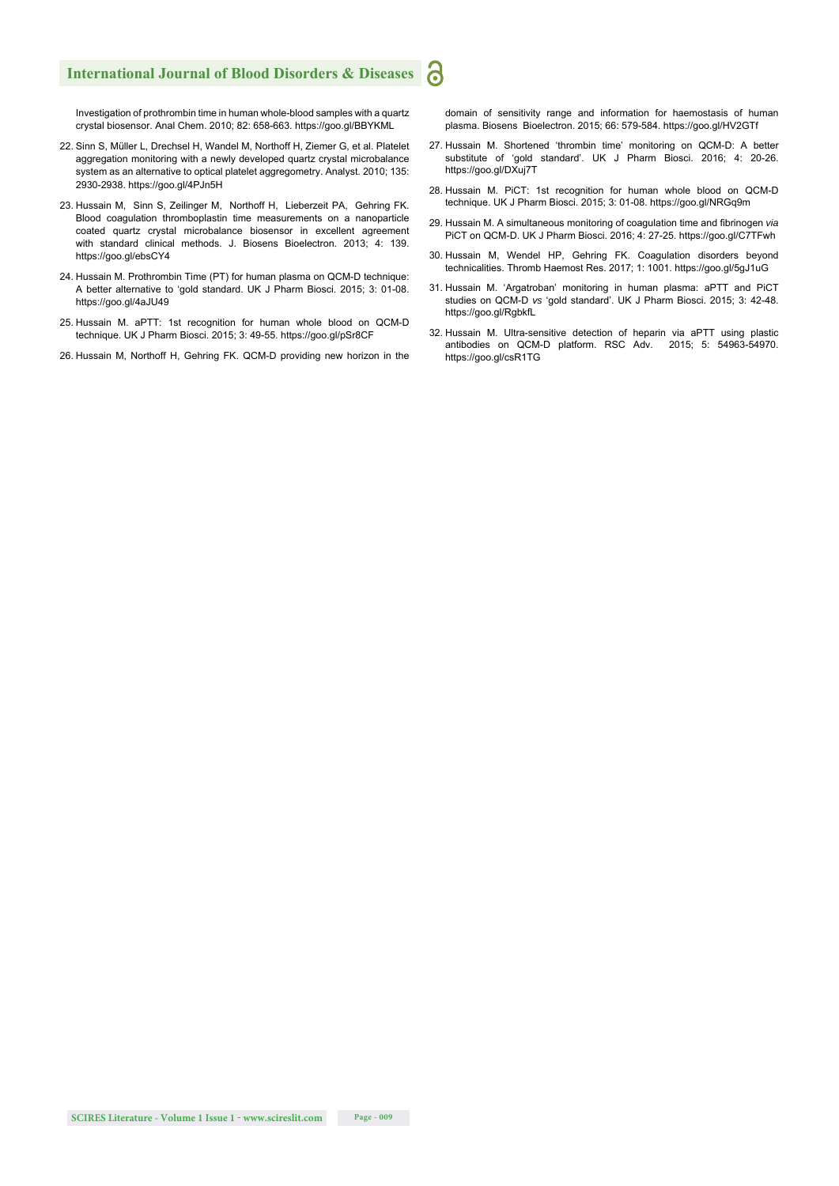Investigation of prothrombin time in human whole-blood samples with a quartz crystal biosensor. Anal Chem. 2010; 82: 658-663. https://goo.gl/BBYKML

22. Sinn S, Müller L, Drechsel H, Wandel M, Northoff H, Ziemer G, et al. Platelet aggregation monitoring with a newly developed quartz crystal microbalance system as an alternative to optical platelet aggregometry. Analyst. 2010; 135: 2930-2938. https://goo.gl/4PJn5H

23. Hussain M, Sinn S, Zeilinger M, Northoff H, Lieberzeit PA, Gehring FK. Blood coagulation thromboplastin time measurements on a nanoparticle coated quartz crystal microbalance biosensor in excellent agreement with standard clinical methods. J. Biosens Bioelectron. 2013; 4: 139. https://goo.gl/ebsCY4

24. Hussain M. Prothrombin Time (PT) for human plasma on QCM-D technique: A better alternative to 'gold standard. UK J Pharm Biosci. 2015; 3: 01-08. https://goo.gl/4aJU49

25. Hussain M. aPTT: 1st recognition for human whole blood on QCM-D technique. UK J Pharm Biosci. 2015; 3: 49-55. https://goo.gl/pSr8CF

26. Hussain M, Northoff H, Gehring FK. QCM-D providing new horizon in the domain of sensitivity range and information for haemostasis of human plasma. Biosens Bioelectron. 2015; 66: 579-584. https://goo.gl/HV2GTf

27. Hussain M. Shortened 'thrombin time' monitoring on QCM-D: A better substitute of 'gold standard'. UK J Pharm Biosci. 2016; 4: 20-26. https://goo.gl/DXuj7T

28. Hussain M. PiCT: 1st recognition for human whole blood on QCM-D technique. UK J Pharm Biosci. 2015; 3: 01-08. https://goo.gl/NRGq9m

29. Hussain M. A simultaneous monitoring of coagulation time and fibrinogen *via* PiCT on QCM-D. UK J Pharm Biosci. 2016; 4: 27-25. https://goo.gl/C7TFwh

30. Hussain M, Wendel HP, Gehring FK. Coagulation disorders beyond technicalities. Thromb Haemost Res. 2017; 1: 1001. https://goo.gl/5gJ1uG

31. Hussain M. 'Argatroban' monitoring in human plasma: aPTT and PiCT studies on QCM-D *vs* 'gold standard'. UK J Pharm Biosci. 2015; 3: 42-48. https://goo.gl/RgbkfL

32. Hussain M. Ultra-sensitive detection of heparin via aPTT using plastic antibodies on QCM-D platform. RSC Adv. 2015; 5: 54963-54970. https://goo.gl/csR1TG